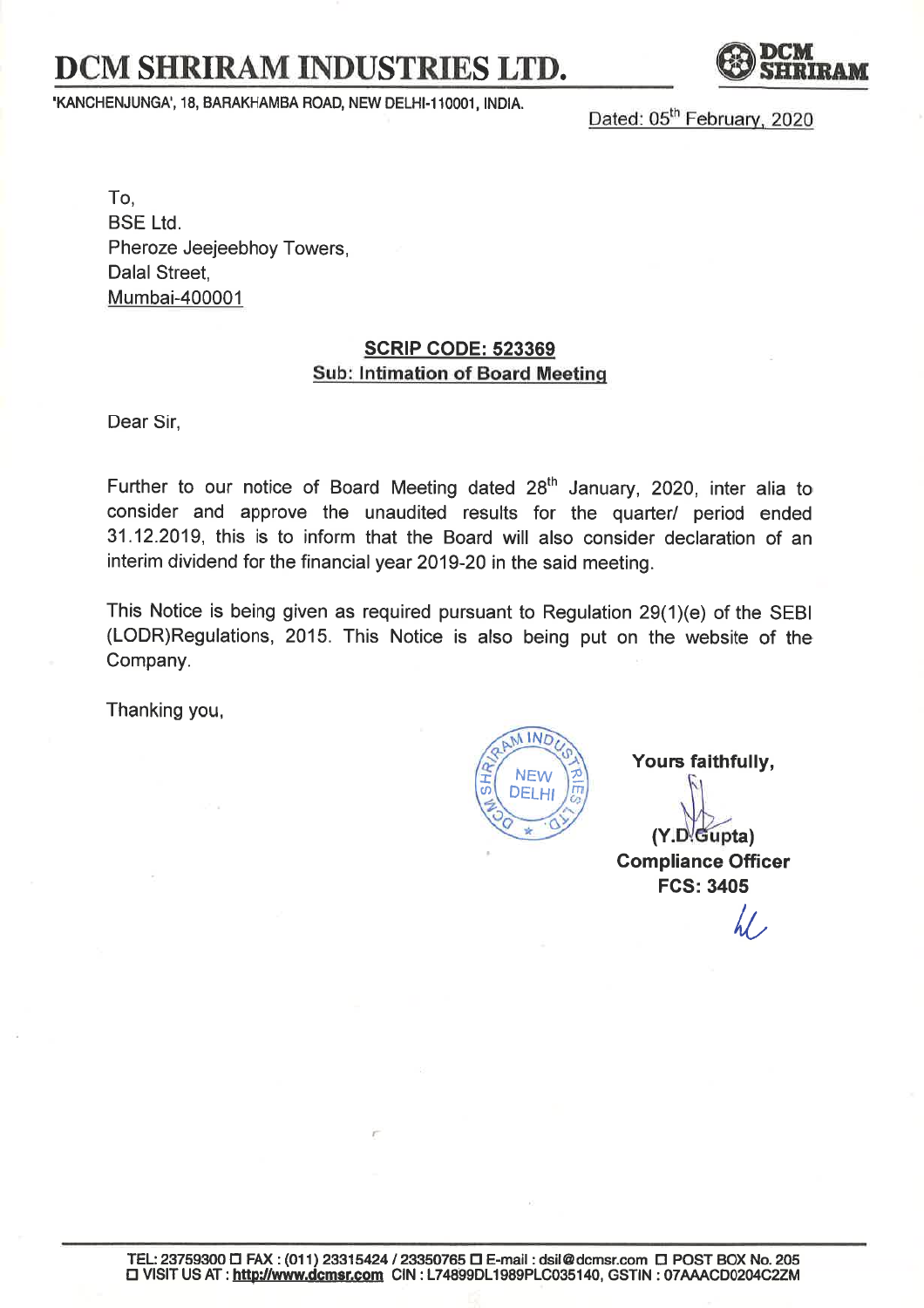# DCM SHRIRAM INDUSTRIES LTD.

'KANCHENJUNGA', 18, BARAKHAMBA ROAD, NEW DELHI-110001, INDIA.

Dated: 05th February, 2020

To,
BSE Ltd.
Pheroze Jeejeebhoy Towers,
Dalal Street,
Mumbai-400001

**SCRIP CODE: 523369**
**Sub: Intimation of Board Meeting**

Dear Sir,

Further to our notice of Board Meeting dated 28th January, 2020, inter alia to consider and approve the unaudited results for the quarter/ period ended 31.12.2019, this is to inform that the Board will also consider declaration of an interim dividend for the financial year 2019-20 in the said meeting.

This Notice is being given as required pursuant to Regulation 29(1)(e) of the SEBI (LODR)Regulations, 2015. This Notice is also being put on the website of the Company.

Thanking you,

**Yours faithfully,**

**(Y.D.Gupta)**
**Compliance Officer**
**FCS: 3405**

TEL: 23759300 FAX : (011) 23315424 / 23350765 E-mail : dsil@dcmsr.com POST BOX No. 205
VISIT US AT : http://www.dcmsr.com CIN : L74899DL1989PLC035140, GSTIN : 07AAACD0204C2ZM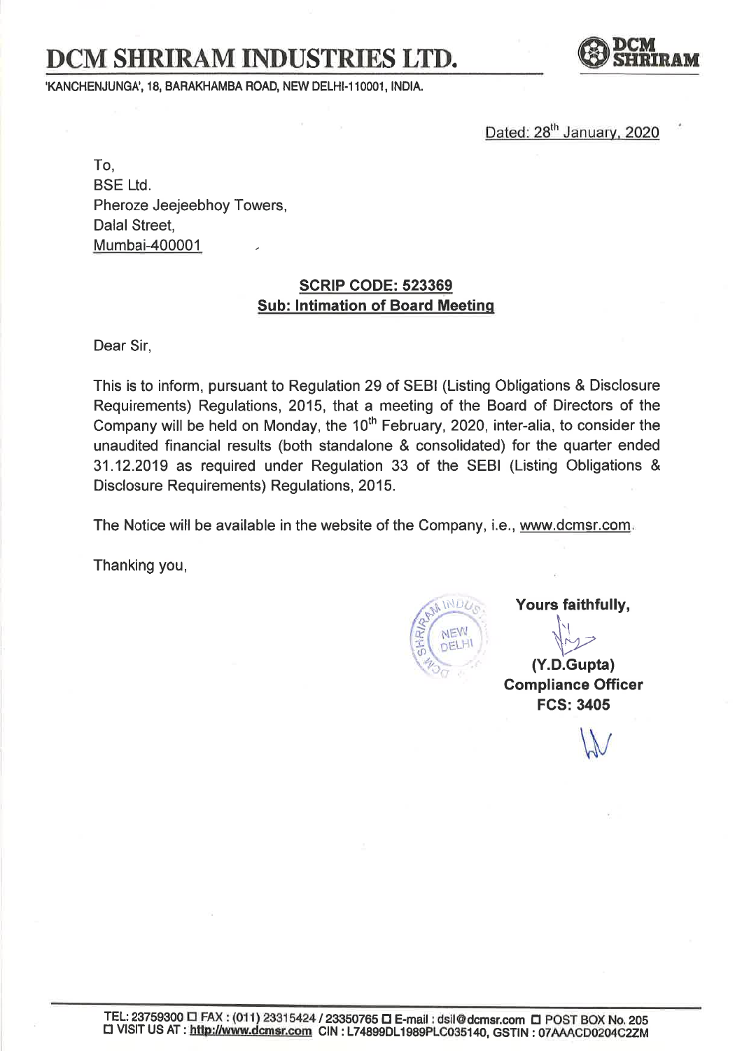# DCM SHRIRAM INDUSTRIES LTD.

'KANCHENJUNGA', 18, BARAKHAMBA ROAD, NEW DELHI-110001, INDIA.

Dated: 28th January, 2020

To,
BSE Ltd.
Pheroze Jeejeebhoy Towers,
Dalal Street,
Mumbai-400001

**SCRIP CODE: 523369**
**Sub: Intimation of Board Meeting**

Dear Sir,

This is to inform, pursuant to Regulation 29 of SEBI (Listing Obligations & Disclosure Requirements) Regulations, 2015, that a meeting of the Board of Directors of the Company will be held on Monday, the 10th February, 2020, inter-alia, to consider the unaudited financial results (both standalone & consolidated) for the quarter ended 31.12.2019 as required under Regulation 33 of the SEBI (Listing Obligations & Disclosure Requirements) Regulations, 2015.

The Notice will be available in the website of the Company, i.e., www.dcmsr.com.

Thanking you,

**Yours faithfully,**

**(Y.D.Gupta)**
**Compliance Officer**
**FCS: 3405**

TEL: 23759300 FAX : (011) 23315424 / 23350765 E-mail : dsil@dcmsr.com POST BOX No. 205
VISIT US AT : http://www.dcmsr.com CIN : L74899DL1989PLC035140, GSTIN : 07AAACD0204C2ZM